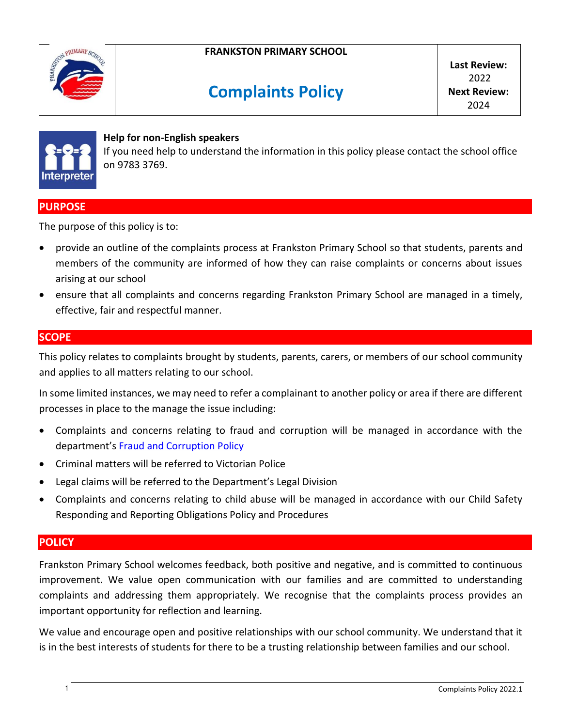FRANKSTON PRIMARY SCHOOL

# Complaints Policy

**Last Review:** 2022
**Next Review:** 2024

**Help for non-English speakers**
If you need help to understand the information in this policy please contact the school office on 9783 3769.

## PURPOSE

The purpose of this policy is to:

- provide an outline of the complaints process at Frankston Primary School so that students, parents and members of the community are informed of how they can raise complaints or concerns about issues arising at our school
- ensure that all complaints and concerns regarding Frankston Primary School are managed in a timely, effective, fair and respectful manner.

## SCOPE

This policy relates to complaints brought by students, parents, carers, or members of our school community and applies to all matters relating to our school.

In some limited instances, we may need to refer a complainant to another policy or area if there are different processes in place to the manage the issue including:

- Complaints and concerns relating to fraud and corruption will be managed in accordance with the department's Fraud and Corruption Policy
- Criminal matters will be referred to Victorian Police
- Legal claims will be referred to the Department's Legal Division
- Complaints and concerns relating to child abuse will be managed in accordance with our Child Safety Responding and Reporting Obligations Policy and Procedures

## POLICY

Frankston Primary School welcomes feedback, both positive and negative, and is committed to continuous improvement. We value open communication with our families and are committed to understanding complaints and addressing them appropriately. We recognise that the complaints process provides an important opportunity for reflection and learning.

We value and encourage open and positive relationships with our school community. We understand that it is in the best interests of students for there to be a trusting relationship between families and our school.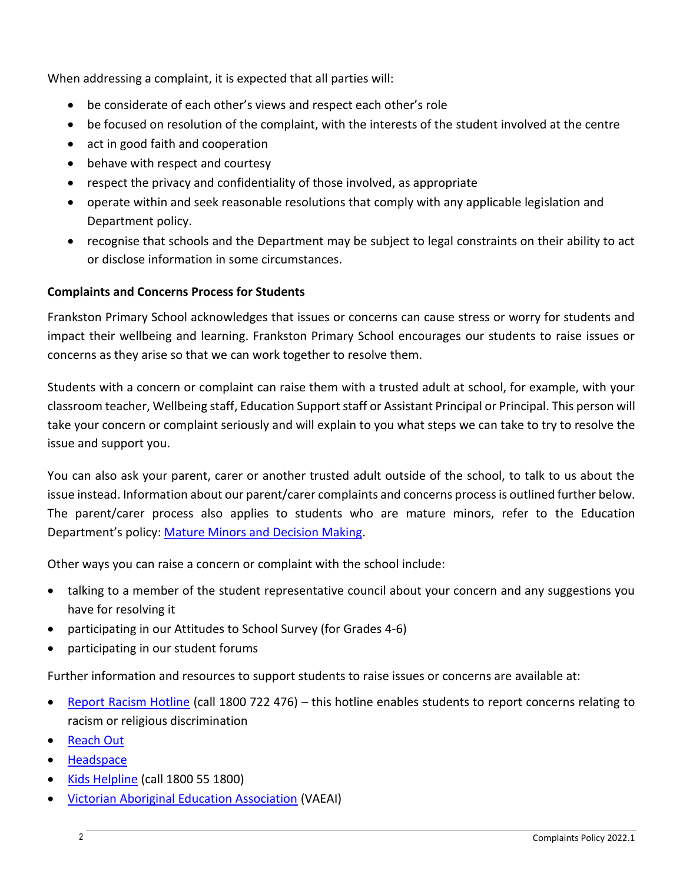When addressing a complaint, it is expected that all parties will:

- be considerate of each other's views and respect each other's role
- be focused on resolution of the complaint, with the interests of the student involved at the centre
- act in good faith and cooperation
- behave with respect and courtesy
- respect the privacy and confidentiality of those involved, as appropriate
- operate within and seek reasonable resolutions that comply with any applicable legislation and Department policy.
- recognise that schools and the Department may be subject to legal constraints on their ability to act or disclose information in some circumstances.

**Complaints and Concerns Process for Students**

Frankston Primary School acknowledges that issues or concerns can cause stress or worry for students and impact their wellbeing and learning. Frankston Primary School encourages our students to raise issues or concerns as they arise so that we can work together to resolve them.

Students with a concern or complaint can raise them with a trusted adult at school, for example, with your classroom teacher, Wellbeing staff, Education Support staff or Assistant Principal or Principal. This person will take your concern or complaint seriously and will explain to you what steps we can take to try to resolve the issue and support you.

You can also ask your parent, carer or another trusted adult outside of the school, to talk to us about the issue instead. Information about our parent/carer complaints and concerns process is outlined further below. The parent/carer process also applies to students who are mature minors, refer to the Education Department's policy: Mature Minors and Decision Making.

Other ways you can raise a concern or complaint with the school include:

- talking to a member of the student representative council about your concern and any suggestions you have for resolving it
- participating in our Attitudes to School Survey (for Grades 4-6)
- participating in our student forums

Further information and resources to support students to raise issues or concerns are available at:

- Report Racism Hotline (call 1800 722 476) – this hotline enables students to report concerns relating to racism or religious discrimination
- Reach Out
- Headspace
- Kids Helpline (call 1800 55 1800)
- Victorian Aboriginal Education Association (VAEAI)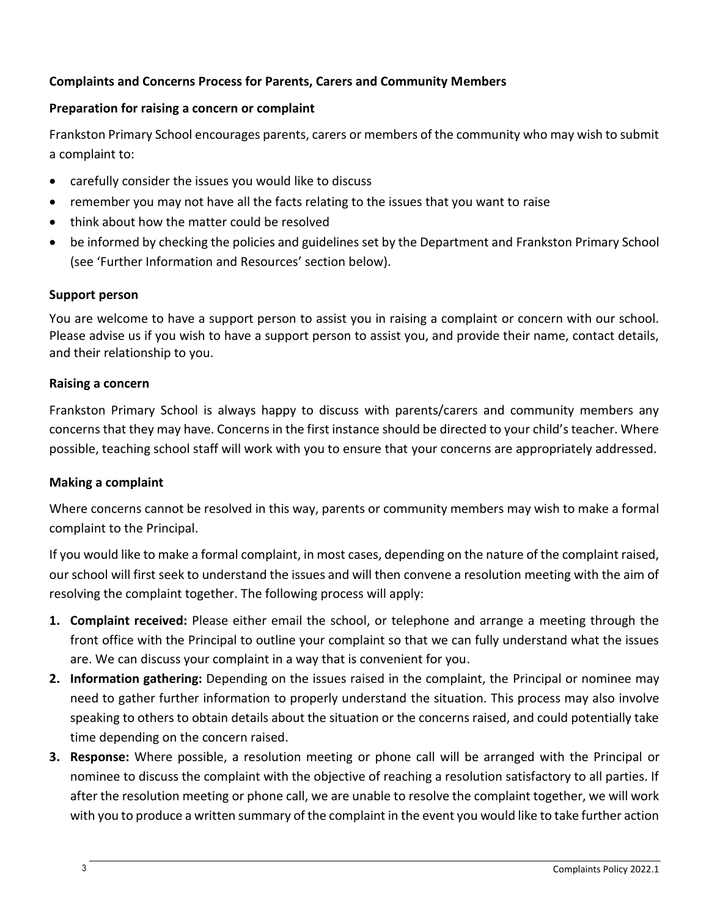**Complaints and Concerns Process for Parents, Carers and Community Members**

**Preparation for raising a concern or complaint**

Frankston Primary School encourages parents, carers or members of the community who may wish to submit a complaint to:

- carefully consider the issues you would like to discuss
- remember you may not have all the facts relating to the issues that you want to raise
- think about how the matter could be resolved
- be informed by checking the policies and guidelines set by the Department and Frankston Primary School (see 'Further Information and Resources' section below).

**Support person**

You are welcome to have a support person to assist you in raising a complaint or concern with our school. Please advise us if you wish to have a support person to assist you, and provide their name, contact details, and their relationship to you.

**Raising a concern**

Frankston Primary School is always happy to discuss with parents/carers and community members any concerns that they may have. Concerns in the first instance should be directed to your child's teacher. Where possible, teaching school staff will work with you to ensure that your concerns are appropriately addressed.

**Making a complaint**

Where concerns cannot be resolved in this way, parents or community members may wish to make a formal complaint to the Principal.

If you would like to make a formal complaint, in most cases, depending on the nature of the complaint raised, our school will first seek to understand the issues and will then convene a resolution meeting with the aim of resolving the complaint together. The following process will apply:

1. **Complaint received:** Please either email the school, or telephone and arrange a meeting through the front office with the Principal to outline your complaint so that we can fully understand what the issues are. We can discuss your complaint in a way that is convenient for you.
2. **Information gathering:** Depending on the issues raised in the complaint, the Principal or nominee may need to gather further information to properly understand the situation. This process may also involve speaking to others to obtain details about the situation or the concerns raised, and could potentially take time depending on the concern raised.
3. **Response:** Where possible, a resolution meeting or phone call will be arranged with the Principal or nominee to discuss the complaint with the objective of reaching a resolution satisfactory to all parties. If after the resolution meeting or phone call, we are unable to resolve the complaint together, we will work with you to produce a written summary of the complaint in the event you would like to take further action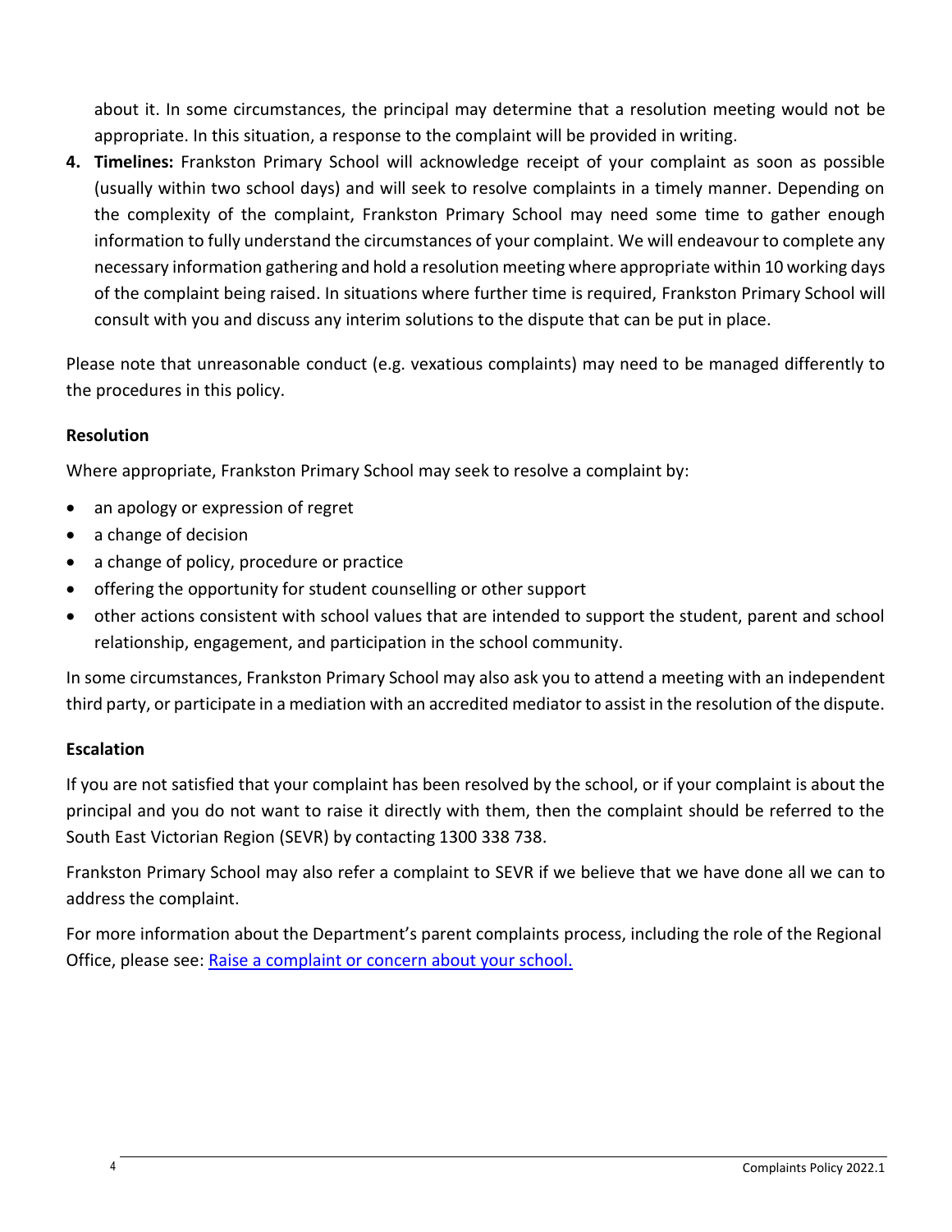about it. In some circumstances, the principal may determine that a resolution meeting would not be appropriate. In this situation, a response to the complaint will be provided in writing.

4. **Timelines:** Frankston Primary School will acknowledge receipt of your complaint as soon as possible (usually within two school days) and will seek to resolve complaints in a timely manner. Depending on the complexity of the complaint, Frankston Primary School may need some time to gather enough information to fully understand the circumstances of your complaint. We will endeavour to complete any necessary information gathering and hold a resolution meeting where appropriate within 10 working days of the complaint being raised. In situations where further time is required, Frankston Primary School will consult with you and discuss any interim solutions to the dispute that can be put in place.

Please note that unreasonable conduct (e.g. vexatious complaints) may need to be managed differently to the procedures in this policy.

**Resolution**

Where appropriate, Frankston Primary School may seek to resolve a complaint by:

- an apology or expression of regret
- a change of decision
- a change of policy, procedure or practice
- offering the opportunity for student counselling or other support
- other actions consistent with school values that are intended to support the student, parent and school relationship, engagement, and participation in the school community.

In some circumstances, Frankston Primary School may also ask you to attend a meeting with an independent third party, or participate in a mediation with an accredited mediator to assist in the resolution of the dispute.

**Escalation**

If you are not satisfied that your complaint has been resolved by the school, or if your complaint is about the principal and you do not want to raise it directly with them, then the complaint should be referred to the South East Victorian Region (SEVR) by contacting 1300 338 738.

Frankston Primary School may also refer a complaint to SEVR if we believe that we have done all we can to address the complaint.

For more information about the Department's parent complaints process, including the role of the Regional Office, please see: [Raise a complaint or concern about your school.]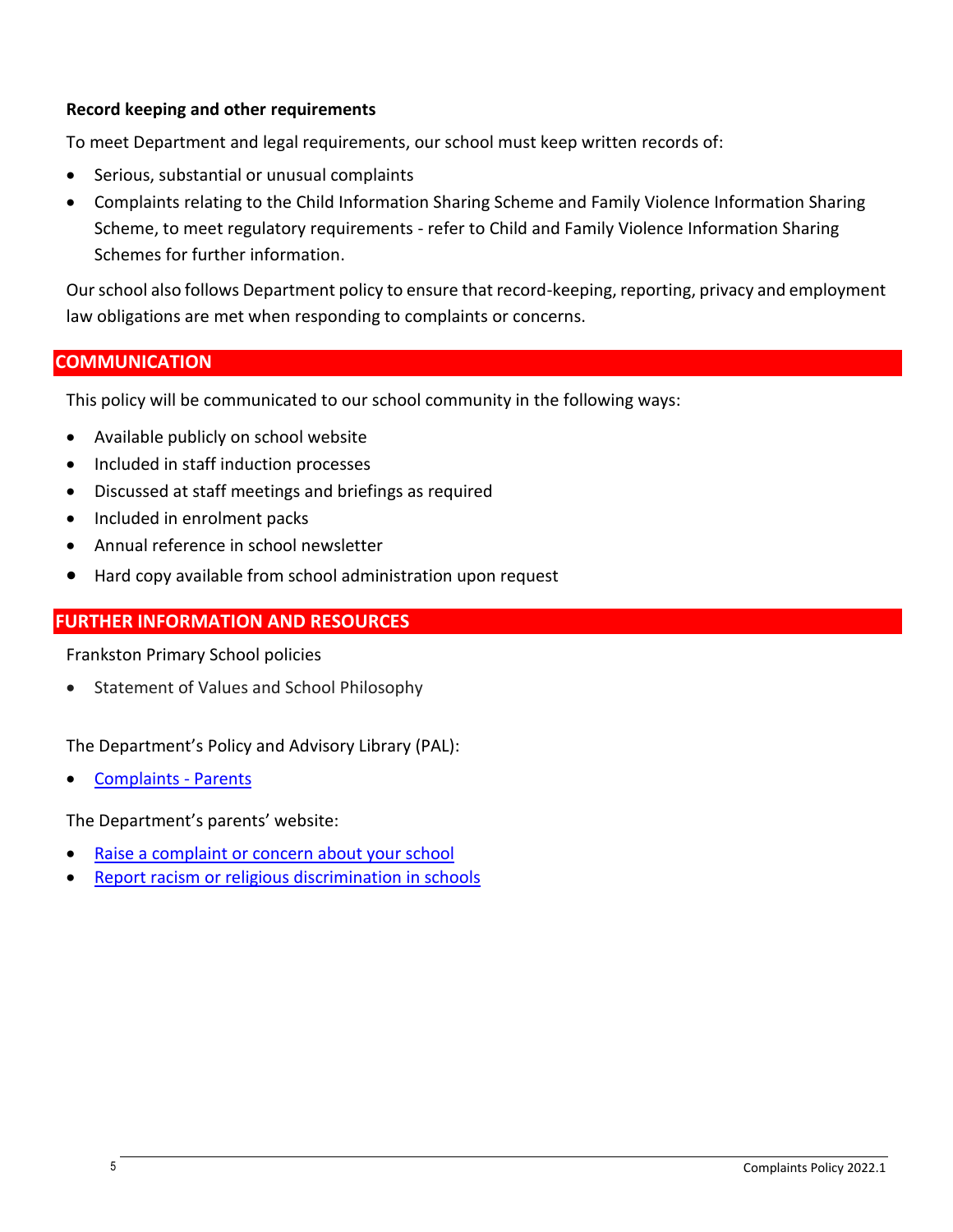**Record keeping and other requirements**

To meet Department and legal requirements, our school must keep written records of:

- Serious, substantial or unusual complaints
- Complaints relating to the Child Information Sharing Scheme and Family Violence Information Sharing Scheme, to meet regulatory requirements - refer to Child and Family Violence Information Sharing Schemes for further information.

Our school also follows Department policy to ensure that record-keeping, reporting, privacy and employment law obligations are met when responding to complaints or concerns.

## COMMUNICATION

This policy will be communicated to our school community in the following ways:

- Available publicly on school website
- Included in staff induction processes
- Discussed at staff meetings and briefings as required
- Included in enrolment packs
- Annual reference in school newsletter
- Hard copy available from school administration upon request

## FURTHER INFORMATION AND RESOURCES

Frankston Primary School policies

- Statement of Values and School Philosophy

The Department's Policy and Advisory Library (PAL):

- Complaints - Parents

The Department's parents' website:

- Raise a complaint or concern about your school
- Report racism or religious discrimination in schools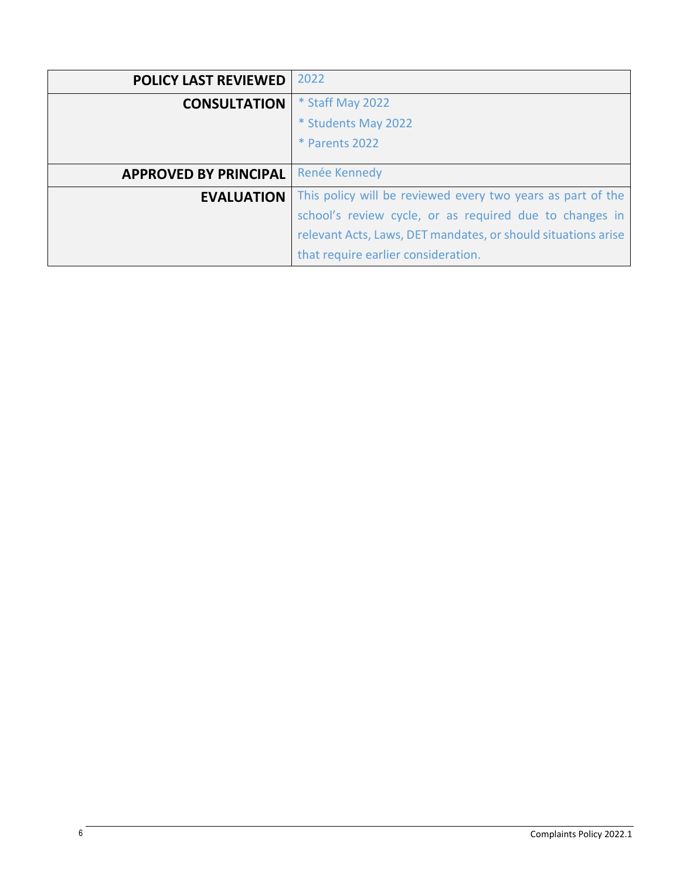| | |
|---|---|
| **POLICY LAST REVIEWED** | 2022 |
| **CONSULTATION** | * Staff May 2022<br>* Students May 2022<br>* Parents 2022 |
| **APPROVED BY PRINCIPAL** | Renée Kennedy |
| **EVALUATION** | This policy will be reviewed every two years as part of the school's review cycle, or as required due to changes in relevant Acts, Laws, DET mandates, or should situations arise that require earlier consideration. |